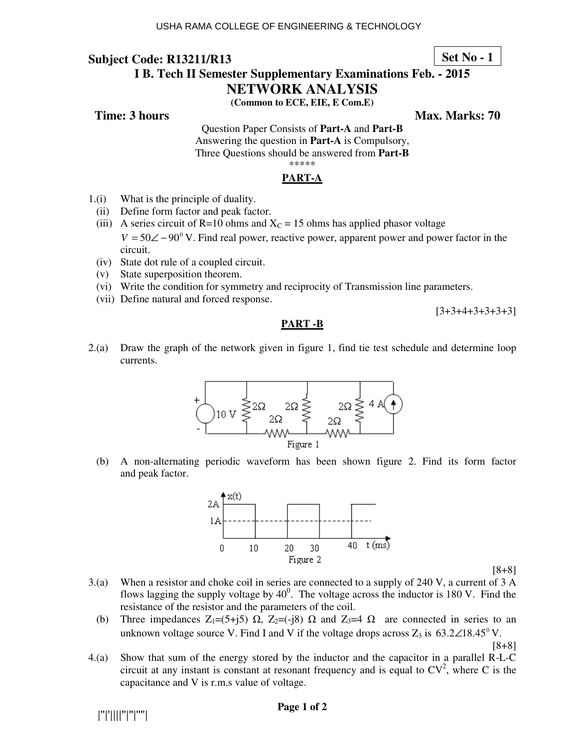USHA RAMA COLLEGE OF ENGINEERING & TECHNOLOGY

**Subject Code: R13211/R13** **Set No - 1**

**I B. Tech II Semester Supplementary Examinations Feb. - 2015**

## NETWORK ANALYSIS

**(Common to ECE, EIE, E Com.E)**

**Time: 3 hours** **Max. Marks: 70**

Question Paper Consists of **Part-A** and **Part-B**
Answering the question in **Part-A** is Compulsory,
Three Questions should be answered from **Part-B**

\*\*\*\*\*

### PART-A

1.(i) What is the principle of duality.

(ii) Define form factor and peak factor.

(iii) A series circuit of R=10 ohms and $X_C$ = 15 ohms has applied phasor voltage $V = 50\angle -90^0$ V. Find real power, reactive power, apparent power and power factor in the circuit.

(iv) State dot rule of a coupled circuit.

(v) State superposition theorem.

(vi) Write the condition for symmetry and reciprocity of Transmission line parameters.

(vii) Define natural and forced response.

[3+3+4+3+3+3+3]

### PART -B

2.(a) Draw the graph of the network given in figure 1, find tie test schedule and determine loop currents.

Figure 1

(b) A non-alternating periodic waveform has been shown figure 2. Find its form factor and peak factor.

Figure 2

[8+8]

3.(a) When a resistor and choke coil in series are connected to a supply of 240 V, a current of 3 A flows lagging the supply voltage by $40^0$. The voltage across the inductor is 180 V. Find the resistance of the resistor and the parameters of the coil.

(b) Three impedances $Z_1$=(5+j5) Ω, $Z_2$=(-j8) Ω and $Z_3$=4 Ω are connected in series to an unknown voltage source V. Find I and V if the voltage drops across $Z_3$ is $63.2\angle 18.45^0$ V.

[8+8]

4.(a) Show that sum of the energy stored by the inductor and the capacitor in a parallel R-L-C circuit at any instant is constant at resonant frequency and is equal to $CV^2$, where C is the capacitance and V is r.m.s value of voltage.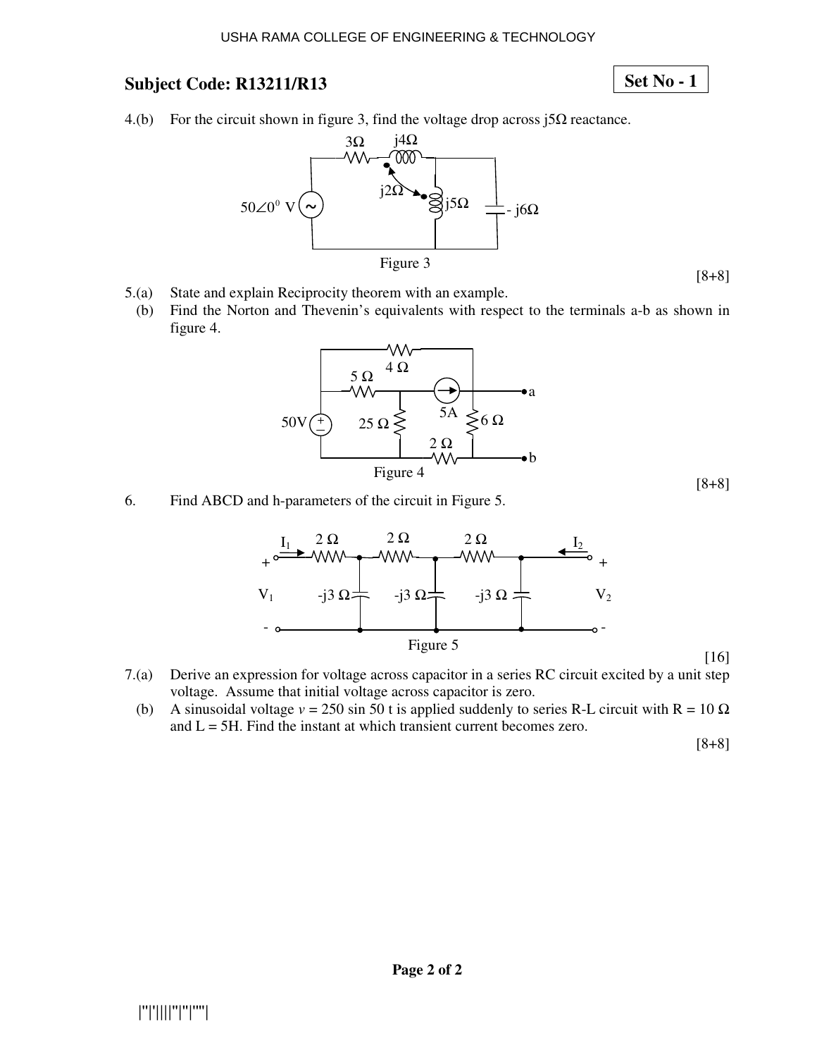**Subject Code: R13211/R13** **Set No - 1**

4.(b) For the circuit shown in figure 3, find the voltage drop across j5Ω reactance.

Figure 3

[8+8]

5.(a) State and explain Reciprocity theorem with an example.

(b) Find the Norton and Thevenin's equivalents with respect to the terminals a-b as shown in figure 4.

Figure 4

[8+8]

6. Find ABCD and h-parameters of the circuit in Figure 5.

Figure 5

[16]

7.(a) Derive an expression for voltage across capacitor in a series RC circuit excited by a unit step voltage. Assume that initial voltage across capacitor is zero.

(b) A sinusoidal voltage $v = 250 \sin 50\, t$ is applied suddenly to series R-L circuit with R = 10 Ω and L = 5H. Find the instant at which transient current becomes zero.

[8+8]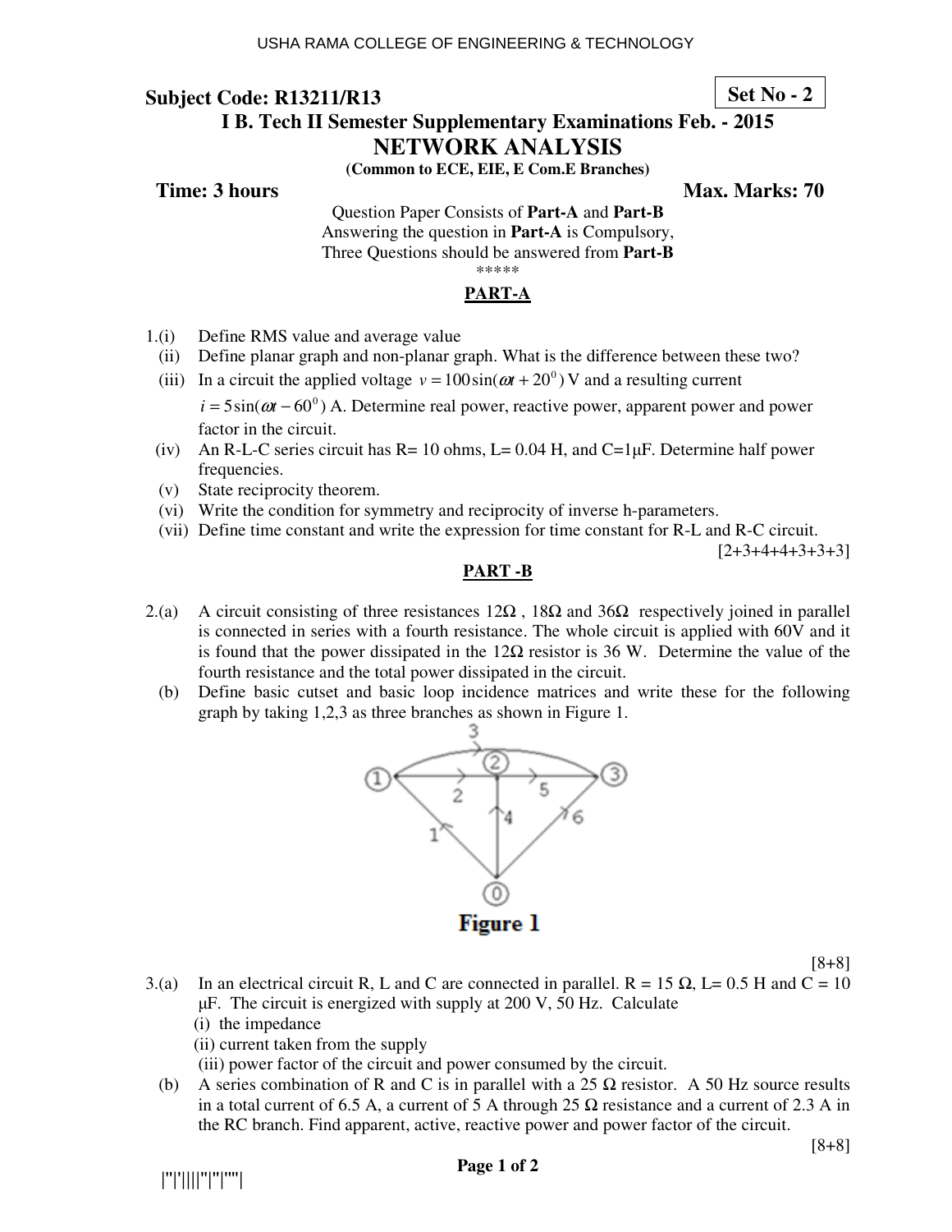USHA RAMA COLLEGE OF ENGINEERING & TECHNOLOGY

**Subject Code: R13211/R13** **Set No - 2**

**I B. Tech II Semester Supplementary Examinations Feb. - 2015**

# NETWORK ANALYSIS

**(Common to ECE, EIE, E Com.E Branches)**

**Time: 3 hours** **Max. Marks: 70**

Question Paper Consists of **Part-A** and **Part-B**
Answering the question in **Part-A** is Compulsory,
Three Questions should be answered from **Part-B**
\*\*\*\*\*

## PART-A

1.(i) Define RMS value and average value

(ii) Define planar graph and non-planar graph. What is the difference between these two?

(iii) In a circuit the applied voltage $v = 100\sin(\omega t + 20^0)$ V and a resulting current $i = 5\sin(\omega t - 60^0)$ A. Determine real power, reactive power, apparent power and power factor in the circuit.

(iv) An R-L-C series circuit has R= 10 ohms, L= 0.04 H, and C=1μF. Determine half power frequencies.

(v) State reciprocity theorem.

(vi) Write the condition for symmetry and reciprocity of inverse h-parameters.

(vii) Define time constant and write the expression for time constant for R-L and R-C circuit.

[2+3+4+4+3+3+3]

## PART -B

2.(a) A circuit consisting of three resistances 12Ω , 18Ω and 36Ω respectively joined in parallel is connected in series with a fourth resistance. The whole circuit is applied with 60V and it is found that the power dissipated in the 12Ω resistor is 36 W. Determine the value of the fourth resistance and the total power dissipated in the circuit.

(b) Define basic cutset and basic loop incidence matrices and write these for the following graph by taking 1,2,3 as three branches as shown in Figure 1.

Figure 1

[8+8]

3.(a) In an electrical circuit R, L and C are connected in parallel. R = 15 Ω, L= 0.5 H and C = 10 μF. The circuit is energized with supply at 200 V, 50 Hz. Calculate

(i) the impedance

(ii) current taken from the supply

(iii) power factor of the circuit and power consumed by the circuit.

(b) A series combination of R and C is in parallel with a 25 Ω resistor. A 50 Hz source results in a total current of 6.5 A, a current of 5 A through 25 Ω resistance and a current of 2.3 A in the RC branch. Find apparent, active, reactive power and power factor of the circuit.

[8+8]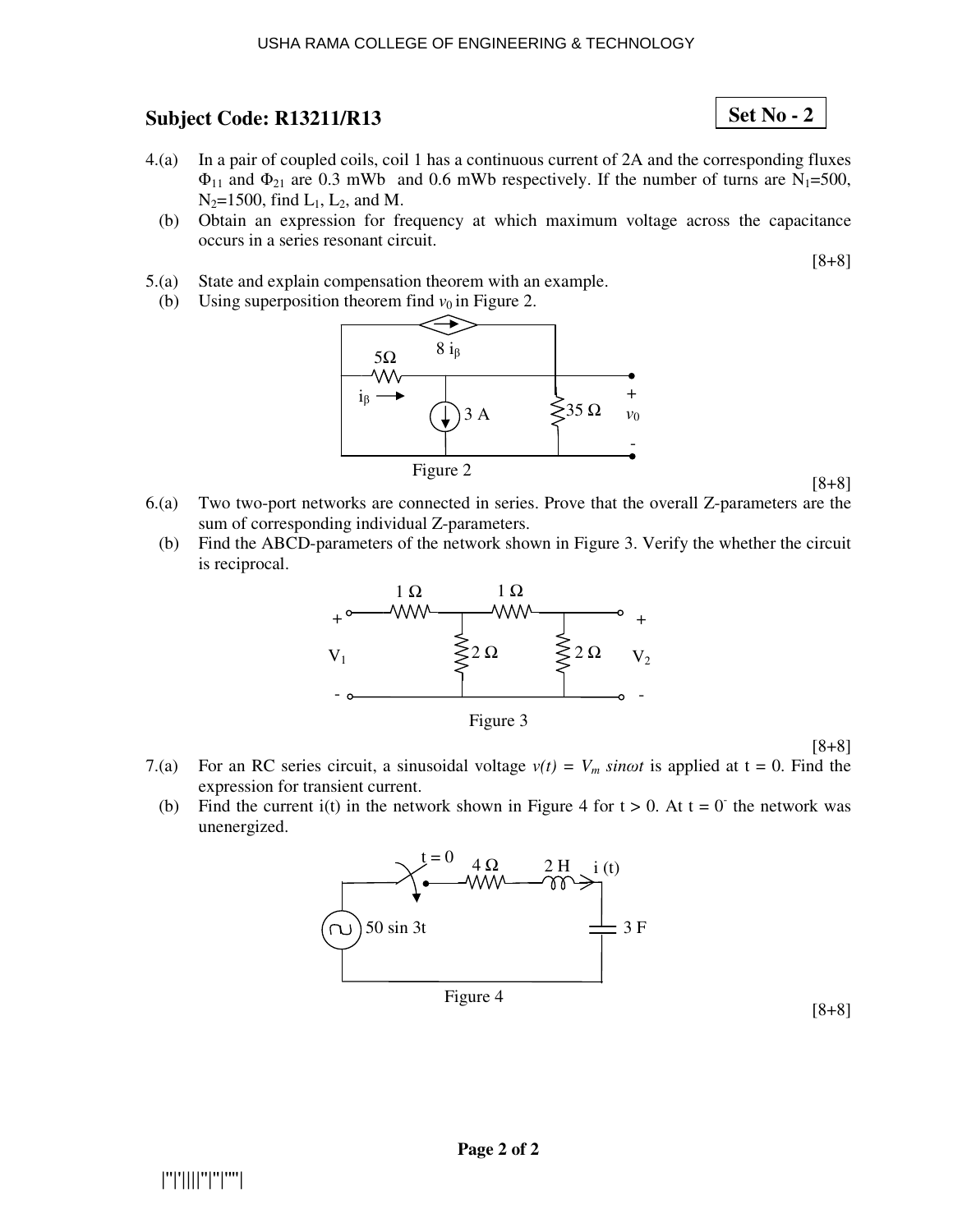## Subject Code: R13211/R13

**Set No - 2**

4.(a) In a pair of coupled coils, coil 1 has a continuous current of 2A and the corresponding fluxes $\Phi_{11}$ and $\Phi_{21}$ are 0.3 mWb and 0.6 mWb respectively. If the number of turns are $N_1$=500, $N_2$=1500, find $L_1$, $L_2$, and M.

(b) Obtain an expression for frequency at which maximum voltage across the capacitance occurs in a series resonant circuit.

[8+8]

5.(a) State and explain compensation theorem with an example.

(b) Using superposition theorem find $v_0$ in Figure 2.

Figure 2

[8+8]

6.(a) Two two-port networks are connected in series. Prove that the overall Z-parameters are the sum of corresponding individual Z-parameters.

(b) Find the ABCD-parameters of the network shown in Figure 3. Verify the whether the circuit is reciprocal.

Figure 3

[8+8]

7.(a) For an RC series circuit, a sinusoidal voltage $v(t) = V_m \sin\omega t$ is applied at t = 0. Find the expression for transient current.

(b) Find the current i(t) in the network shown in Figure 4 for t > 0. At t = $0^-$ the network was unenergized.

Figure 4

[8+8]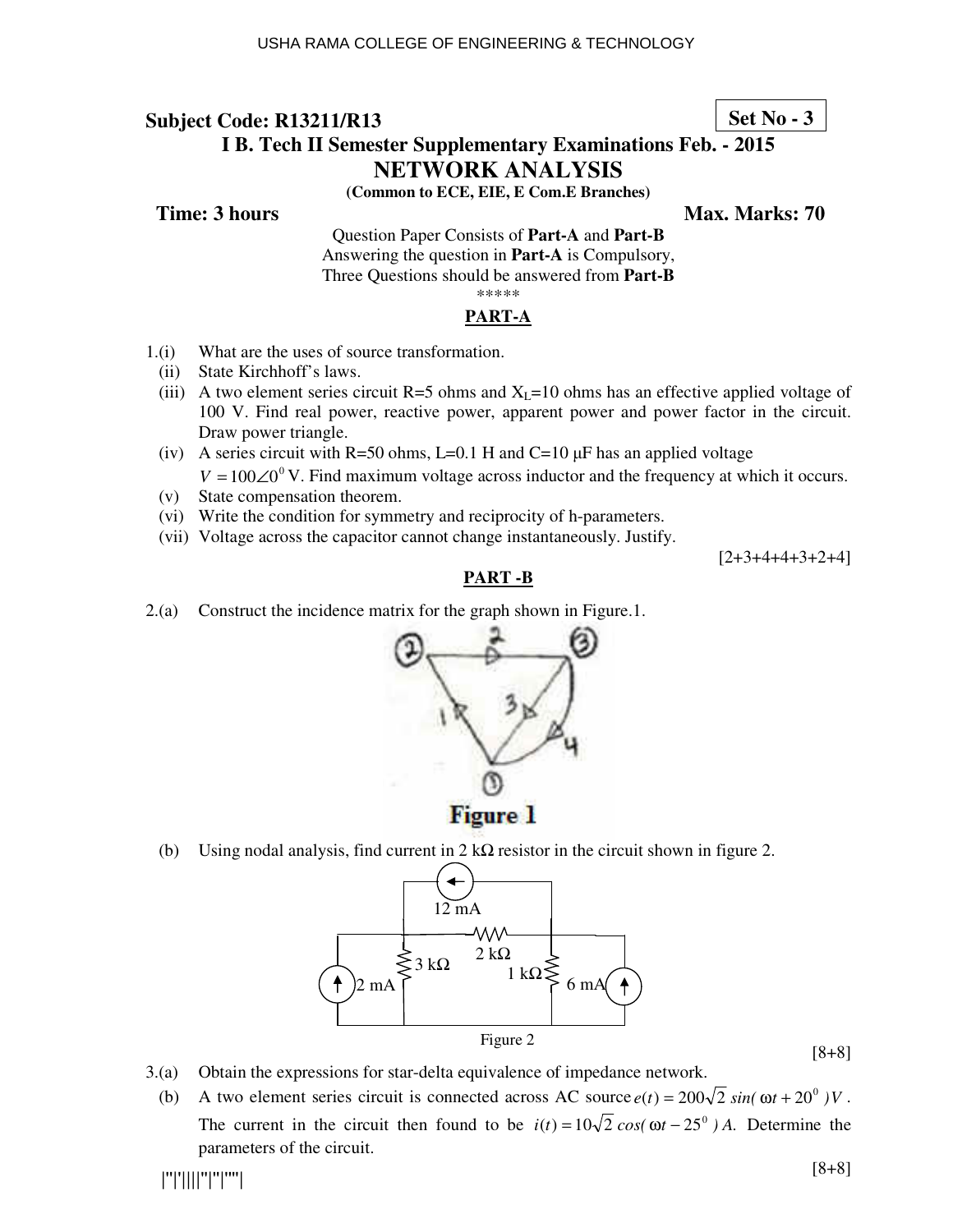**Subject Code: R13211/R13** **Set No - 3**

**I B. Tech II Semester Supplementary Examinations Feb. - 2015**

# NETWORK ANALYSIS

**(Common to ECE, EIE, E Com.E Branches)**

**Time: 3 hours** **Max. Marks: 70**

Question Paper Consists of **Part-A** and **Part-B**
Answering the question in **Part-A** is Compulsory,
Three Questions should be answered from **Part-B**

\*\*\*\*\*

## PART-A

1.(i) What are the uses of source transformation.

(ii) State Kirchhoff's laws.

(iii) A two element series circuit R=5 ohms and $X_L$=10 ohms has an effective applied voltage of 100 V. Find real power, reactive power, apparent power and power factor in the circuit. Draw power triangle.

(iv) A series circuit with R=50 ohms, L=0.1 H and C=10 μF has an applied voltage $V = 100\angle 0^0$ V. Find maximum voltage across inductor and the frequency at which it occurs.

(v) State compensation theorem.

(vi) Write the condition for symmetry and reciprocity of h-parameters.

(vii) Voltage across the capacitor cannot change instantaneously. Justify.

[2+3+4+4+3+2+4]

## PART -B

2.(a) Construct the incidence matrix for the graph shown in Figure.1.

Figure 1

(b) Using nodal analysis, find current in 2 kΩ resistor in the circuit shown in figure 2.

Figure 2

[8+8]

3.(a) Obtain the expressions for star-delta equivalence of impedance network.

(b) A two element series circuit is connected across AC source $e(t) = 200\sqrt{2}\, sin(\omega t + 20^0)\, V$. The current in the circuit then found to be $i(t) = 10\sqrt{2}\, cos(\omega t - 25^0)\, A$. Determine the parameters of the circuit.

[8+8]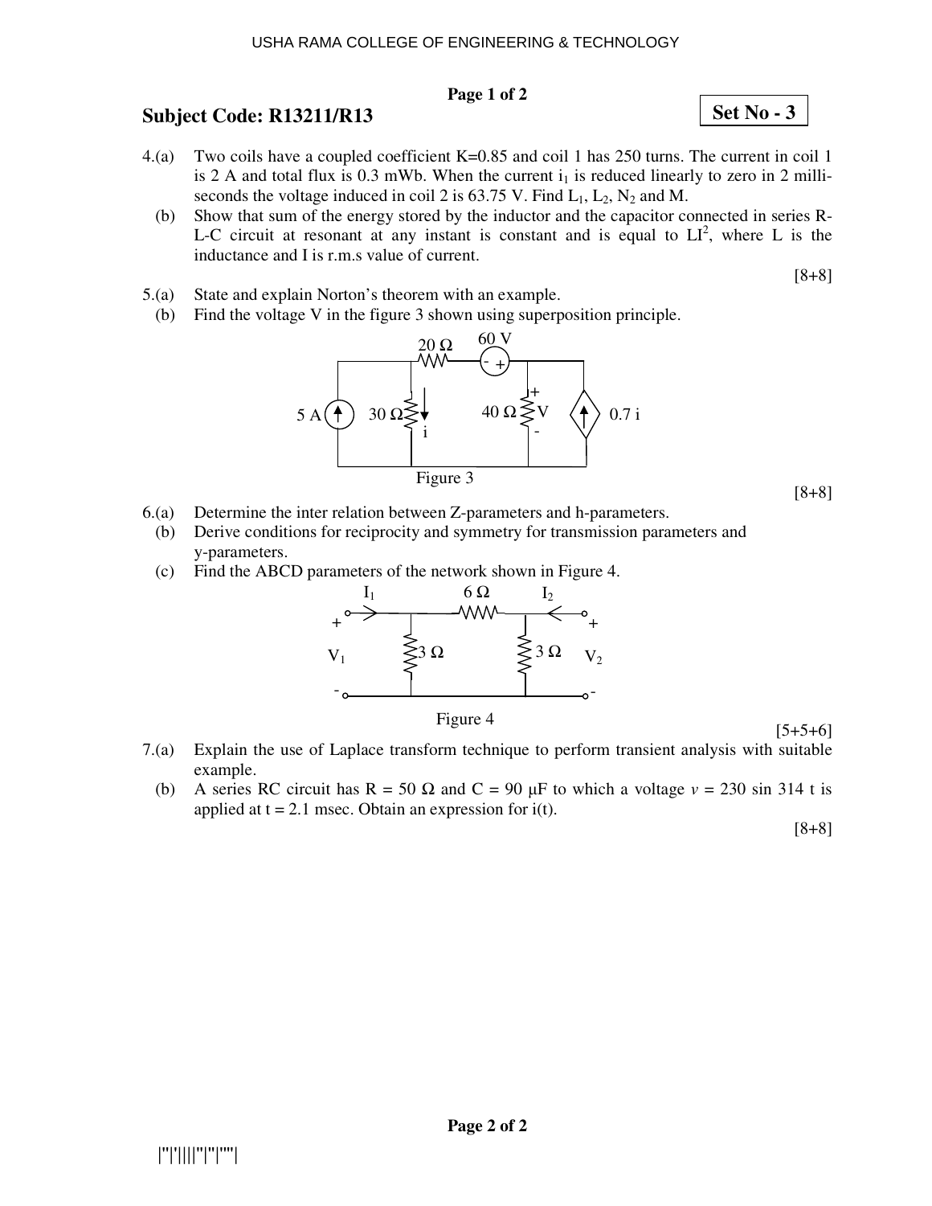**Subject Code: R13211/R13**

**Set No - 3**

4.(a) Two coils have a coupled coefficient K=0.85 and coil 1 has 250 turns. The current in coil 1 is 2 A and total flux is 0.3 mWb. When the current $i_1$ is reduced linearly to zero in 2 milli-seconds the voltage induced in coil 2 is 63.75 V. Find $L_1$, $L_2$, $N_2$ and M.

(b) Show that sum of the energy stored by the inductor and the capacitor connected in series R-L-C circuit at resonant at any instant is constant and is equal to $LI^2$, where L is the inductance and I is r.m.s value of current.

[8+8]

5.(a) State and explain Norton's theorem with an example.

(b) Find the voltage V in the figure 3 shown using superposition principle.

Figure 3

[8+8]

6.(a) Determine the inter relation between Z-parameters and h-parameters.

(b) Derive conditions for reciprocity and symmetry for transmission parameters and y-parameters.

(c) Find the ABCD parameters of the network shown in Figure 4.

Figure 4

[5+5+6]

7.(a) Explain the use of Laplace transform technique to perform transient analysis with suitable example.

(b) A series RC circuit has R = 50 Ω and C = 90 μF to which a voltage $v$ = 230 sin 314 t is applied at t = 2.1 msec. Obtain an expression for i(t).

[8+8]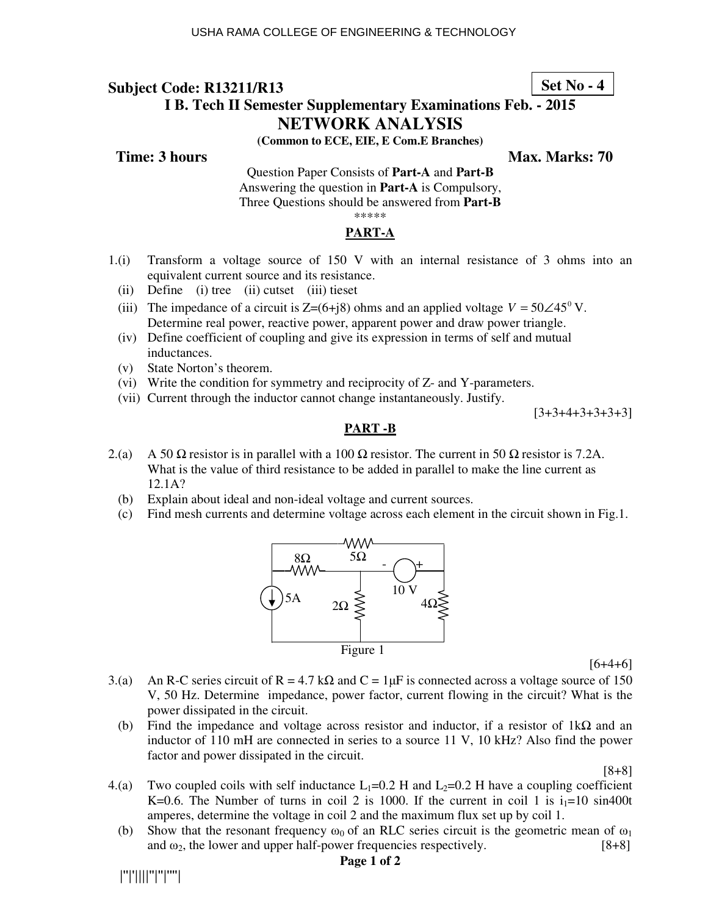USHA RAMA COLLEGE OF ENGINEERING & TECHNOLOGY

**Subject Code: R13211/R13** **Set No - 4**

**I B. Tech II Semester Supplementary Examinations Feb. - 2015**

## NETWORK ANALYSIS

**(Common to ECE, EIE, E Com.E Branches)**

**Time: 3 hours** **Max. Marks: 70**

Question Paper Consists of **Part-A** and **Part-B**
Answering the question in **Part-A** is Compulsory,
Three Questions should be answered from **Part-B**

\*\*\*\*\*

### PART-A

1.(i) Transform a voltage source of 150 V with an internal resistance of 3 ohms into an equivalent current source and its resistance.

(ii) Define (i) tree (ii) cutset (iii) tieset

(iii) The impedance of a circuit is Z=(6+j8) ohms and an applied voltage $V = 50\angle 45^0$ V. Determine real power, reactive power, apparent power and draw power triangle.

(iv) Define coefficient of coupling and give its expression in terms of self and mutual inductances.

(v) State Norton's theorem.

(vi) Write the condition for symmetry and reciprocity of Z- and Y-parameters.

(vii) Current through the inductor cannot change instantaneously. Justify.

[3+3+4+3+3+3+3]

### PART -B

2.(a) A 50 Ω resistor is in parallel with a 100 Ω resistor. The current in 50 Ω resistor is 7.2A. What is the value of third resistance to be added in parallel to make the line current as 12.1A?

(b) Explain about ideal and non-ideal voltage and current sources.

(c) Find mesh currents and determine voltage across each element in the circuit shown in Fig.1.

Figure 1

[6+4+6]

3.(a) An R-C series circuit of R = 4.7 kΩ and C = 1μF is connected across a voltage source of 150 V, 50 Hz. Determine impedance, power factor, current flowing in the circuit? What is the power dissipated in the circuit.

(b) Find the impedance and voltage across resistor and inductor, if a resistor of 1kΩ and an inductor of 110 mH are connected in series to a source 11 V, 10 kHz? Also find the power factor and power dissipated in the circuit.

[8+8]

4.(a) Two coupled coils with self inductance $L_1$=0.2 H and $L_2$=0.2 H have a coupling coefficient K=0.6. The Number of turns in coil 2 is 1000. If the current in coil 1 is $i_1$=10 sin400t amperes, determine the voltage in coil 2 and the maximum flux set up by coil 1.

(b) Show that the resonant frequency $\omega_0$ of an RLC series circuit is the geometric mean of $\omega_1$ and $\omega_2$, the lower and upper half-power frequencies respectively. [8+8]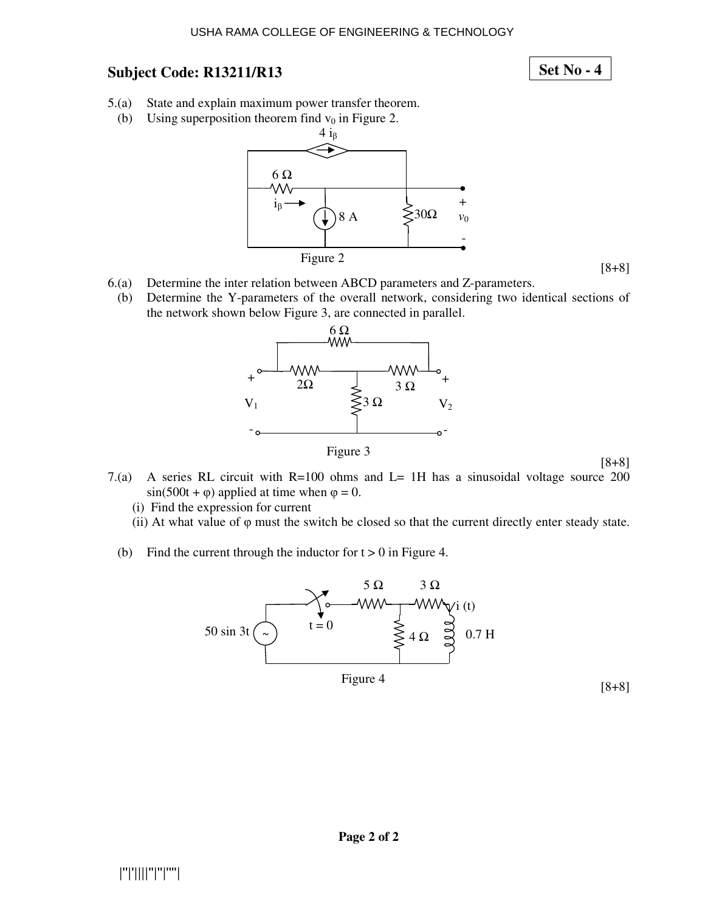USHA RAMA COLLEGE OF ENGINEERING & TECHNOLOGY

**Subject Code: R13211/R13** **Set No - 4**

5.(a) State and explain maximum power transfer theorem.

(b) Using superposition theorem find $v_0$ in Figure 2.

$4\ i_\beta$

6 Ω

$i_\beta$

8 A

30Ω

+

$v_0$

-

Figure 2

[8+8]

6.(a) Determine the inter relation between ABCD parameters and Z-parameters.

(b) Determine the Y-parameters of the overall network, considering two identical sections of the network shown below Figure 3, are connected in parallel.

6 Ω

+

2Ω

3 Ω

+

$V_1$

3 Ω

$V_2$

-

-

Figure 3

[8+8]

7.(a) A series RL circuit with R=100 ohms and L= 1H has a sinusoidal voltage source 200 sin(500t + φ) applied at time when φ = 0.

(i) Find the expression for current

(ii) At what value of φ must the switch be closed so that the current directly enter steady state.

(b) Find the current through the inductor for t > 0 in Figure 4.

5 Ω

3 Ω

i (t)

50 sin 3t

t = 0

4 Ω

0.7 H

Figure 4

[8+8]